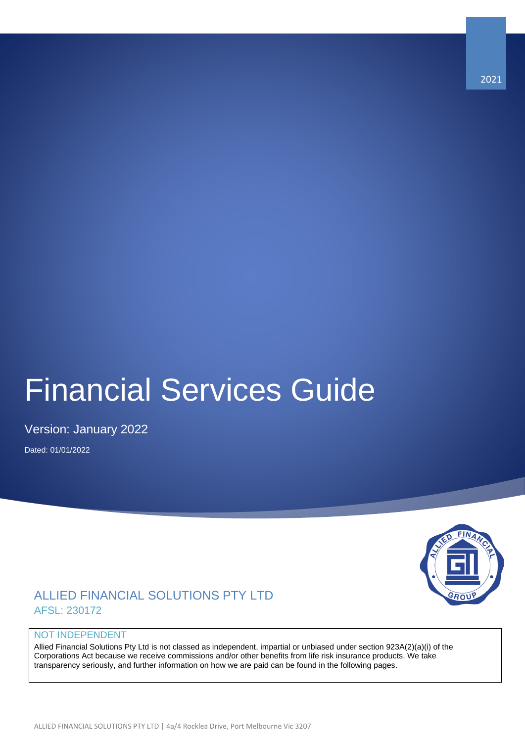2021

# Financial Services Guide

Version: January 2022

Dated: 01/01/2022

## ALLIED FINANCIAL SOLUTIONS PTY LTD

AFSL: 230172

### NOT INDEPENDENT

Allied Financial Solutions Pty Ltd is not classed as independent, impartial or unbiased under section 923A(2)(a)(i) of the Corporations Act because we receive commissions and/or other benefits from life risk insurance products. We take transparency seriously, and further information on how we are paid can be found in the following pages.

ALLIED FINANCIAL SOLUTIONS PTY LTD | 4a/4 Rocklea Drive, Port Melbourne Vic 3207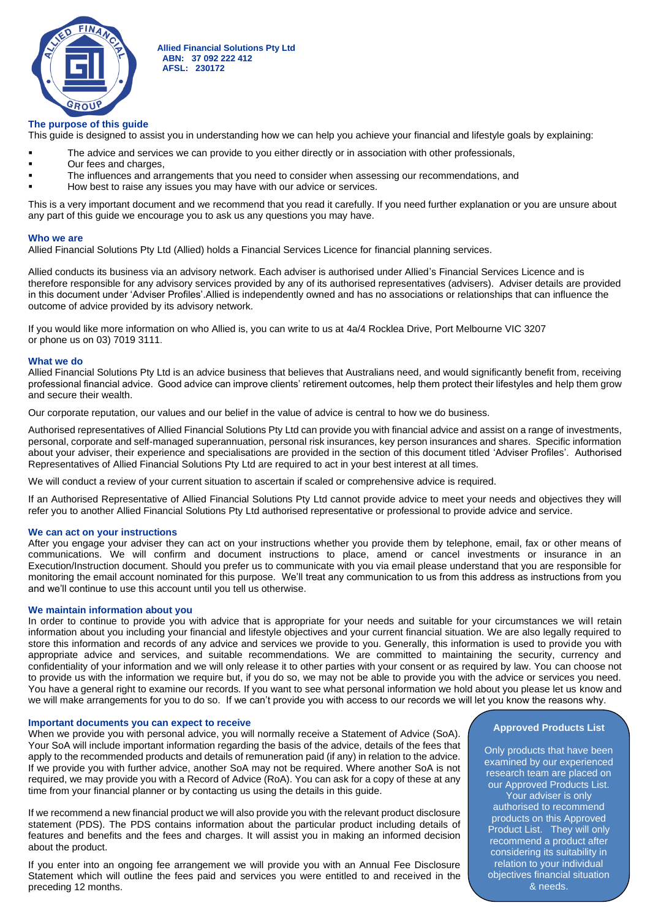**Allied Financial Solutions Pty Ltd**
**ABN: 37 092 222 412**
**AFSL: 230172**

### The purpose of this guide

This guide is designed to assist you in understanding how we can help you achieve your financial and lifestyle goals by explaining:

- The advice and services we can provide to you either directly or in association with other professionals,
- Our fees and charges,
- The influences and arrangements that you need to consider when assessing our recommendations, and
- How best to raise any issues you may have with our advice or services.

This is a very important document and we recommend that you read it carefully. If you need further explanation or you are unsure about any part of this guide we encourage you to ask us any questions you may have.

### Who we are

Allied Financial Solutions Pty Ltd (Allied) holds a Financial Services Licence for financial planning services.

Allied conducts its business via an advisory network. Each adviser is authorised under Allied's Financial Services Licence and is therefore responsible for any advisory services provided by any of its authorised representatives (advisers). Adviser details are provided in this document under 'Adviser Profiles'.Allied is independently owned and has no associations or relationships that can influence the outcome of advice provided by its advisory network.

If you would like more information on who Allied is, you can write to us at 4a/4 Rocklea Drive, Port Melbourne VIC 3207 or phone us on 03) 7019 3111.

### What we do

Allied Financial Solutions Pty Ltd is an advice business that believes that Australians need, and would significantly benefit from, receiving professional financial advice. Good advice can improve clients' retirement outcomes, help them protect their lifestyles and help them grow and secure their wealth.

Our corporate reputation, our values and our belief in the value of advice is central to how we do business.

Authorised representatives of Allied Financial Solutions Pty Ltd can provide you with financial advice and assist on a range of investments, personal, corporate and self-managed superannuation, personal risk insurances, key person insurances and shares. Specific information about your adviser, their experience and specialisations are provided in the section of this document titled 'Adviser Profiles'. Authorised Representatives of Allied Financial Solutions Pty Ltd are required to act in your best interest at all times.

We will conduct a review of your current situation to ascertain if scaled or comprehensive advice is required.

If an Authorised Representative of Allied Financial Solutions Pty Ltd cannot provide advice to meet your needs and objectives they will refer you to another Allied Financial Solutions Pty Ltd authorised representative or professional to provide advice and service.

### We can act on your instructions

After you engage your adviser they can act on your instructions whether you provide them by telephone, email, fax or other means of communications. We will confirm and document instructions to place, amend or cancel investments or insurance in an Execution/Instruction document. Should you prefer us to communicate with you via email please understand that you are responsible for monitoring the email account nominated for this purpose. We'll treat any communication to us from this address as instructions from you and we'll continue to use this account until you tell us otherwise.

### We maintain information about you

In order to continue to provide you with advice that is appropriate for your needs and suitable for your circumstances we will retain information about you including your financial and lifestyle objectives and your current financial situation. We are also legally required to store this information and records of any advice and services we provide to you. Generally, this information is used to provide you with appropriate advice and services, and suitable recommendations. We are committed to maintaining the security, currency and confidentiality of your information and we will only release it to other parties with your consent or as required by law. You can choose not to provide us with the information we require but, if you do so, we may not be able to provide you with the advice or services you need. You have a general right to examine our records. If you want to see what personal information we hold about you please let us know and we will make arrangements for you to do so. If we can't provide you with access to our records we will let you know the reasons why.

### Important documents you can expect to receive

When we provide you with personal advice, you will normally receive a Statement of Advice (SoA). Your SoA will include important information regarding the basis of the advice, details of the fees that apply to the recommended products and details of remuneration paid (if any) in relation to the advice. If we provide you with further advice, another SoA may not be required. Where another SoA is not required, we may provide you with a Record of Advice (RoA). You can ask for a copy of these at any time from your financial planner or by contacting us using the details in this guide.

If we recommend a new financial product we will also provide you with the relevant product disclosure statement (PDS). The PDS contains information about the particular product including details of features and benefits and the fees and charges. It will assist you in making an informed decision about the product.

If you enter into an ongoing fee arrangement we will provide you with an Annual Fee Disclosure Statement which will outline the fees paid and services you were entitled to and received in the preceding 12 months.

**Approved Products List**

Only products that have been examined by our experienced research team are placed on our Approved Products List. Your adviser is only authorised to recommend products on this Approved Product List. They will only recommend a product after considering its suitability in relation to your individual objectives financial situation & needs.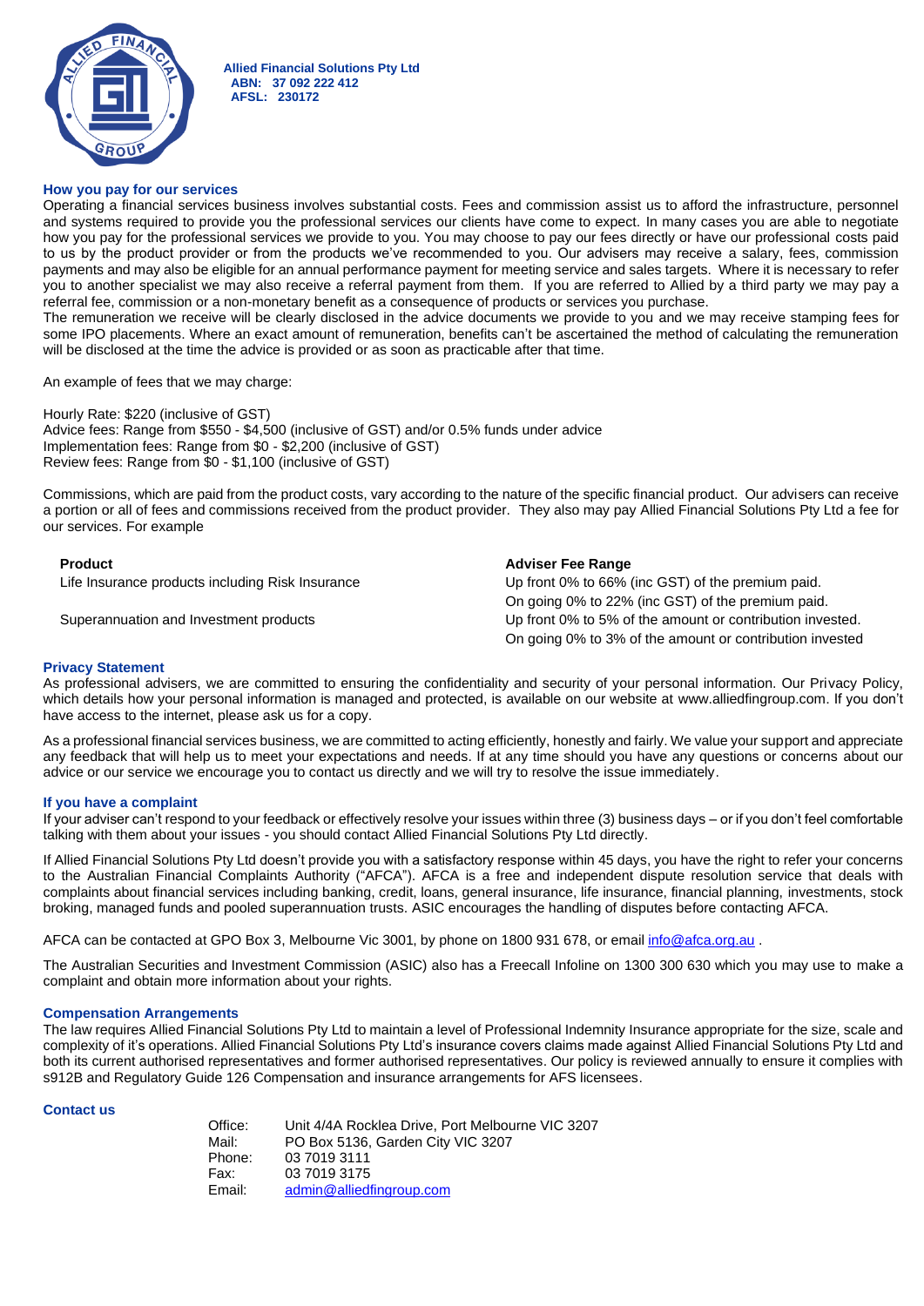**Allied Financial Solutions Pty Ltd**
**ABN: 37 092 222 412**
**AFSL: 230172**

## How you pay for our services

Operating a financial services business involves substantial costs. Fees and commission assist us to afford the infrastructure, personnel and systems required to provide you the professional services our clients have come to expect. In many cases you are able to negotiate how you pay for the professional services we provide to you. You may choose to pay our fees directly or have our professional costs paid to us by the product provider or from the products we've recommended to you. Our advisers may receive a salary, fees, commission payments and may also be eligible for an annual performance payment for meeting service and sales targets. Where it is necessary to refer you to another specialist we may also receive a referral payment from them. If you are referred to Allied by a third party we may pay a referral fee, commission or a non-monetary benefit as a consequence of products or services you purchase.
The remuneration we receive will be clearly disclosed in the advice documents we provide to you and we may receive stamping fees for some IPO placements. Where an exact amount of remuneration, benefits can't be ascertained the method of calculating the remuneration will be disclosed at the time the advice is provided or as soon as practicable after that time.

An example of fees that we may charge:

Hourly Rate: $220 (inclusive of GST)
Advice fees: Range from $550 - $4,500 (inclusive of GST) and/or 0.5% funds under advice
Implementation fees: Range from $0 - $2,200 (inclusive of GST)
Review fees: Range from $0 - $1,100 (inclusive of GST)

Commissions, which are paid from the product costs, vary according to the nature of the specific financial product. Our advisers can receive a portion or all of fees and commissions received from the product provider. They also may pay Allied Financial Solutions Pty Ltd a fee for our services. For example

| Product | Adviser Fee Range |
|---|---|
| Life Insurance products including Risk Insurance | Up front 0% to 66% (inc GST) of the premium paid.<br>On going 0% to 22% (inc GST) of the premium paid. |
| Superannuation and Investment products | Up front 0% to 5% of the amount or contribution invested.<br>On going 0% to 3% of the amount or contribution invested |

## Privacy Statement

As professional advisers, we are committed to ensuring the confidentiality and security of your personal information. Our Privacy Policy, which details how your personal information is managed and protected, is available on our website at www.alliedfingroup.com. If you don't have access to the internet, please ask us for a copy.

As a professional financial services business, we are committed to acting efficiently, honestly and fairly. We value your support and appreciate any feedback that will help us to meet your expectations and needs. If at any time should you have any questions or concerns about our advice or our service we encourage you to contact us directly and we will try to resolve the issue immediately.

## If you have a complaint

If your adviser can't respond to your feedback or effectively resolve your issues within three (3) business days – or if you don't feel comfortable talking with them about your issues - you should contact Allied Financial Solutions Pty Ltd directly.

If Allied Financial Solutions Pty Ltd doesn't provide you with a satisfactory response within 45 days, you have the right to refer your concerns to the Australian Financial Complaints Authority ("AFCA"). AFCA is a free and independent dispute resolution service that deals with complaints about financial services including banking, credit, loans, general insurance, life insurance, financial planning, investments, stock broking, managed funds and pooled superannuation trusts. ASIC encourages the handling of disputes before contacting AFCA.

AFCA can be contacted at GPO Box 3, Melbourne Vic 3001, by phone on 1800 931 678, or email info@afca.org.au .

The Australian Securities and Investment Commission (ASIC) also has a Freecall Infoline on 1300 300 630 which you may use to make a complaint and obtain more information about your rights.

## Compensation Arrangements

The law requires Allied Financial Solutions Pty Ltd to maintain a level of Professional Indemnity Insurance appropriate for the size, scale and complexity of it's operations. Allied Financial Solutions Pty Ltd's insurance covers claims made against Allied Financial Solutions Pty Ltd and both its current authorised representatives and former authorised representatives. Our policy is reviewed annually to ensure it complies with s912B and Regulatory Guide 126 Compensation and insurance arrangements for AFS licensees.

## Contact us

| | |
|---|---|
| Office: | Unit 4/4A Rocklea Drive, Port Melbourne VIC 3207 |
| Mail: | PO Box 5136, Garden City VIC 3207 |
| Phone: | 03 7019 3111 |
| Fax: | 03 7019 3175 |
| Email: | admin@alliedfingroup.com |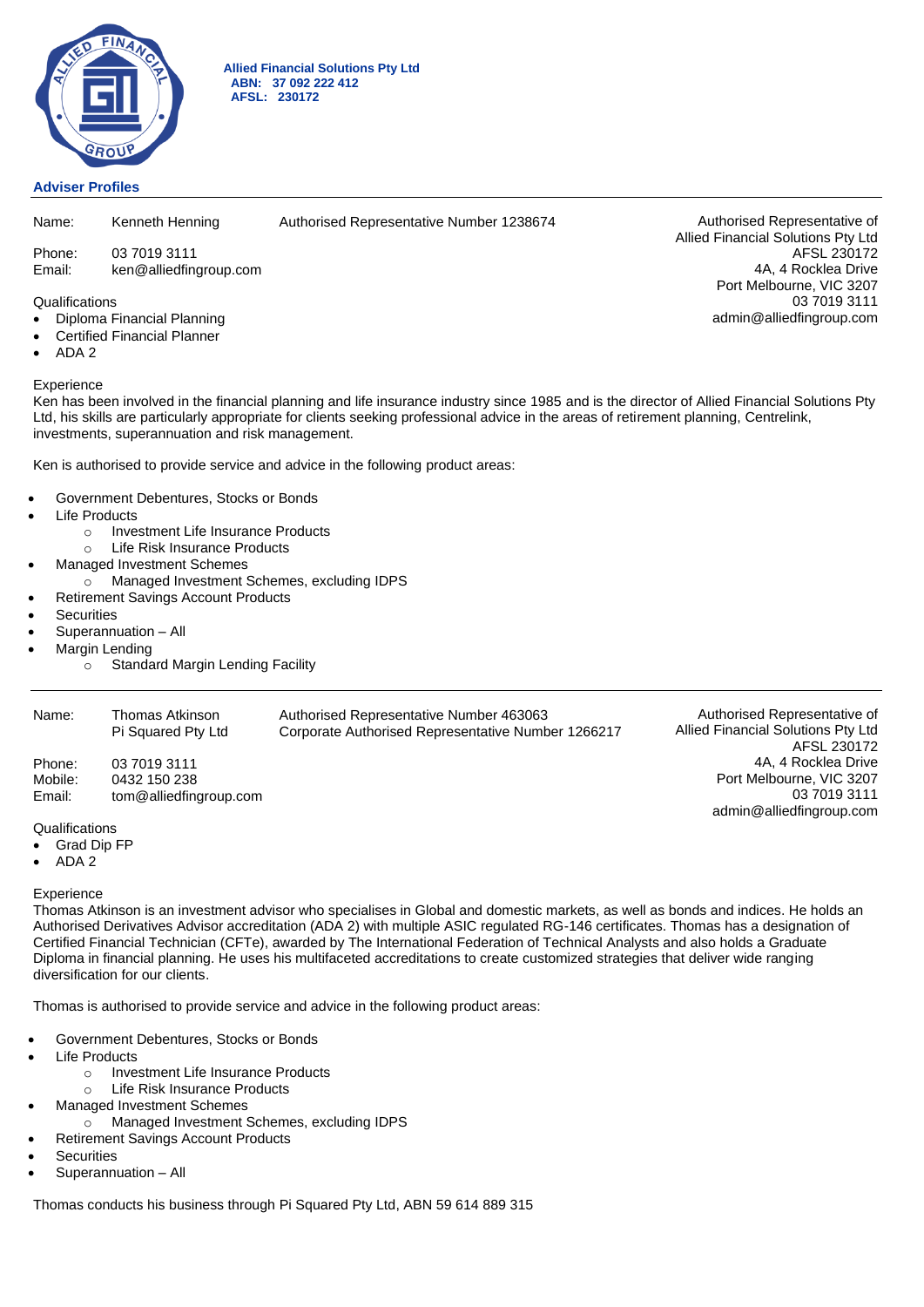**Allied Financial Solutions Pty Ltd**
**ABN: 37 092 222 412**
**AFSL: 230172**

## Adviser Profiles

| | | | |
|---|---|---|---|
| Name: | Kenneth Henning | Authorised Representative Number 1238674 | Authorised Representative of Allied Financial Solutions Pty Ltd AFSL 230172 4A, 4 Rocklea Drive Port Melbourne, VIC 3207 03 7019 3111 admin@alliedfingroup.com |
| Phone: | 03 7019 3111 | | |
| Email: | ken@alliedfingroup.com | | |

Qualifications

- Diploma Financial Planning
- Certified Financial Planner
- ADA 2

Experience

Ken has been involved in the financial planning and life insurance industry since 1985 and is the director of Allied Financial Solutions Pty Ltd, his skills are particularly appropriate for clients seeking professional advice in the areas of retirement planning, Centrelink, investments, superannuation and risk management.

Ken is authorised to provide service and advice in the following product areas:

- Government Debentures, Stocks or Bonds
- Life Products
  - Investment Life Insurance Products
  - Life Risk Insurance Products
- Managed Investment Schemes
  - Managed Investment Schemes, excluding IDPS
- Retirement Savings Account Products
- Securities
- Superannuation – All
- Margin Lending
  - Standard Margin Lending Facility

---

| | | | |
|---|---|---|---|
| Name: | Thomas Atkinson Pi Squared Pty Ltd | Authorised Representative Number 463063 Corporate Authorised Representative Number 1266217 | Authorised Representative of Allied Financial Solutions Pty Ltd AFSL 230172 4A, 4 Rocklea Drive Port Melbourne, VIC 3207 03 7019 3111 admin@alliedfingroup.com |
| Phone: | 03 7019 3111 | | |
| Mobile: | 0432 150 238 | | |
| Email: | tom@alliedfingroup.com | | |

Qualifications

- Grad Dip FP
- ADA 2

Experience

Thomas Atkinson is an investment advisor who specialises in Global and domestic markets, as well as bonds and indices. He holds an Authorised Derivatives Advisor accreditation (ADA 2) with multiple ASIC regulated RG-146 certificates. Thomas has a designation of Certified Financial Technician (CFTe), awarded by The International Federation of Technical Analysts and also holds a Graduate Diploma in financial planning. He uses his multifaceted accreditations to create customized strategies that deliver wide ranging diversification for our clients.

Thomas is authorised to provide service and advice in the following product areas:

- Government Debentures, Stocks or Bonds
- Life Products
  - Investment Life Insurance Products
  - Life Risk Insurance Products
- Managed Investment Schemes
  - Managed Investment Schemes, excluding IDPS
- Retirement Savings Account Products
- Securities
- Superannuation – All

Thomas conducts his business through Pi Squared Pty Ltd, ABN 59 614 889 315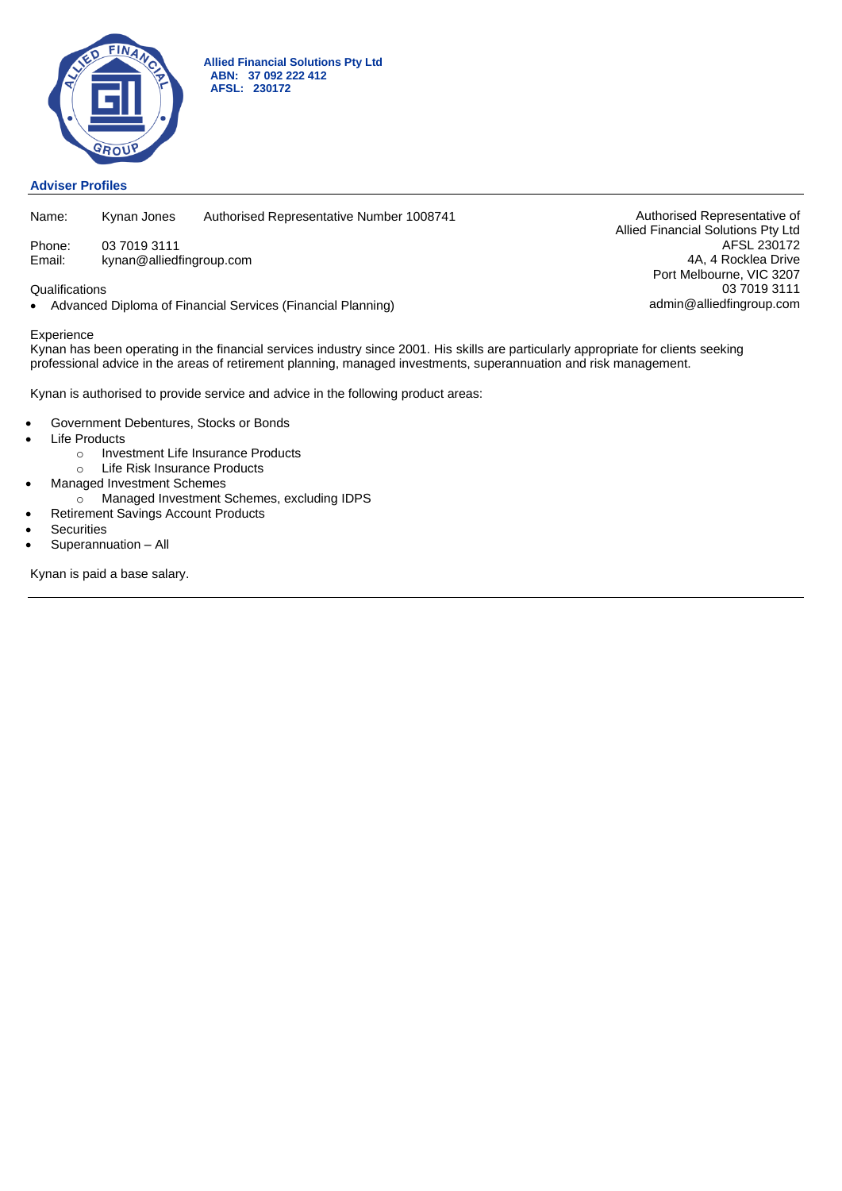**Allied Financial Solutions Pty Ltd**
**ABN: 37 092 222 412**
**AFSL: 230172**

## Adviser Profiles

Name: Kynan Jones Authorised Representative Number 1008741

Phone: 03 7019 3111
Email: kynan@alliedfingroup.com

Authorised Representative of
Allied Financial Solutions Pty Ltd
AFSL 230172
4A, 4 Rocklea Drive
Port Melbourne, VIC 3207
03 7019 3111
admin@alliedfingroup.com

Qualifications

- Advanced Diploma of Financial Services (Financial Planning)

Experience

Kynan has been operating in the financial services industry since 2001. His skills are particularly appropriate for clients seeking professional advice in the areas of retirement planning, managed investments, superannuation and risk management.

Kynan is authorised to provide service and advice in the following product areas:

- Government Debentures, Stocks or Bonds
- Life Products
  - Investment Life Insurance Products
  - Life Risk Insurance Products
- Managed Investment Schemes
  - Managed Investment Schemes, excluding IDPS
- Retirement Savings Account Products
- Securities
- Superannuation – All

Kynan is paid a base salary.